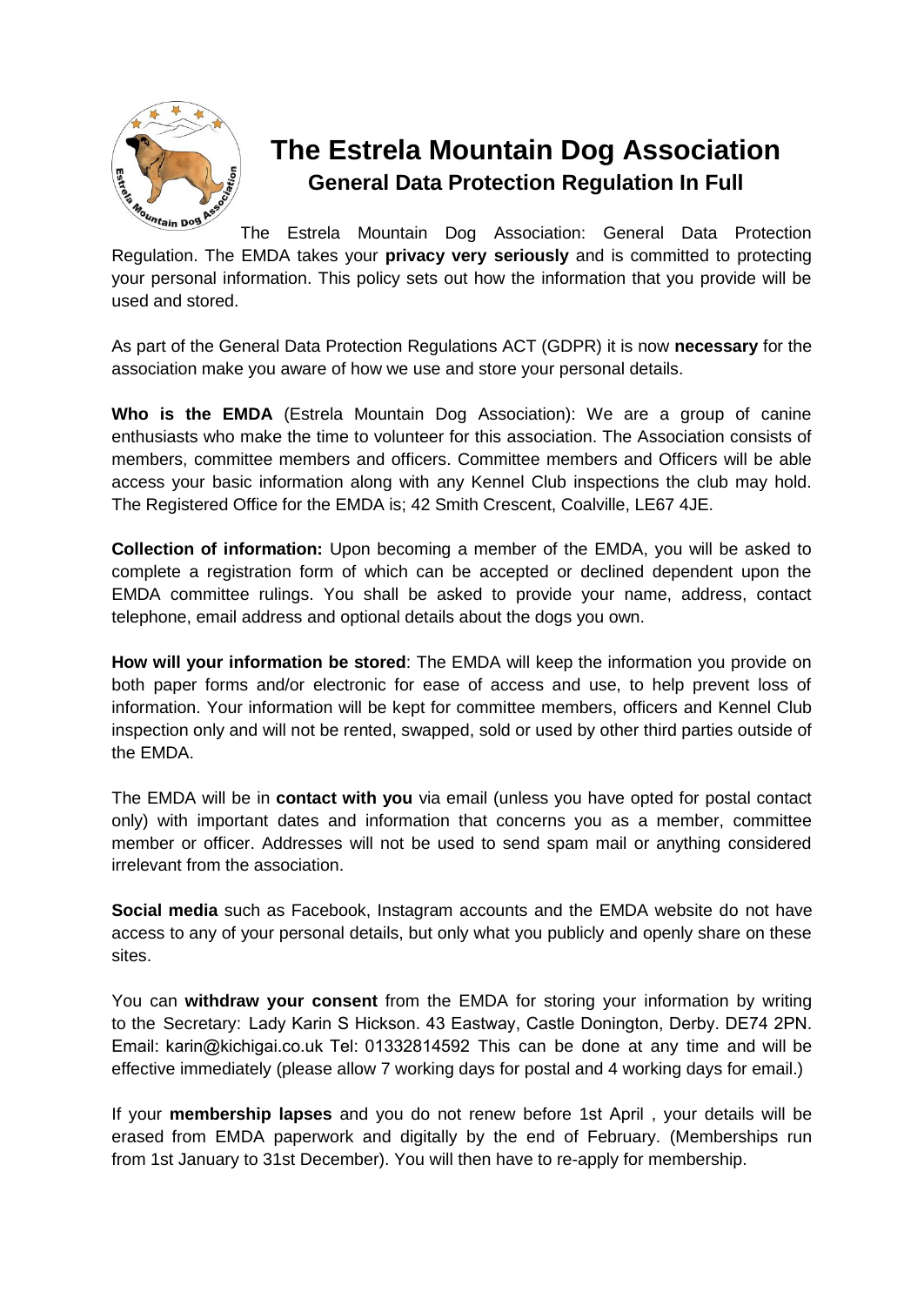# The Estrela Mountain Dog Association

## General Data Protection Regulation In Full

The Estrela Mountain Dog Association: General Data Protection Regulation. The EMDA takes your **privacy very seriously** and is committed to protecting your personal information. This policy sets out how the information that you provide will be used and stored.

As part of the General Data Protection Regulations ACT (GDPR) it is now **necessary** for the association make you aware of how we use and store your personal details.

**Who is the EMDA** (Estrela Mountain Dog Association): We are a group of canine enthusiasts who make the time to volunteer for this association. The Association consists of members, committee members and officers. Committee members and Officers will be able access your basic information along with any Kennel Club inspections the club may hold. The Registered Office for the EMDA is; 42 Smith Crescent, Coalville, LE67 4JE.

**Collection of information:** Upon becoming a member of the EMDA, you will be asked to complete a registration form of which can be accepted or declined dependent upon the EMDA committee rulings. You shall be asked to provide your name, address, contact telephone, email address and optional details about the dogs you own.

**How will your information be stored**: The EMDA will keep the information you provide on both paper forms and/or electronic for ease of access and use, to help prevent loss of information. Your information will be kept for committee members, officers and Kennel Club inspection only and will not be rented, swapped, sold or used by other third parties outside of the EMDA.

The EMDA will be in **contact with you** via email (unless you have opted for postal contact only) with important dates and information that concerns you as a member, committee member or officer. Addresses will not be used to send spam mail or anything considered irrelevant from the association.

**Social media** such as Facebook, Instagram accounts and the EMDA website do not have access to any of your personal details, but only what you publicly and openly share on these sites.

You can **withdraw your consent** from the EMDA for storing your information by writing to the Secretary: Lady Karin S Hickson. 43 Eastway, Castle Donington, Derby. DE74 2PN. Email: karin@kichigai.co.uk Tel: 01332814592 This can be done at any time and will be effective immediately (please allow 7 working days for postal and 4 working days for email.)

If your **membership lapses** and you do not renew before 1st April , your details will be erased from EMDA paperwork and digitally by the end of February. (Memberships run from 1st January to 31st December). You will then have to re-apply for membership.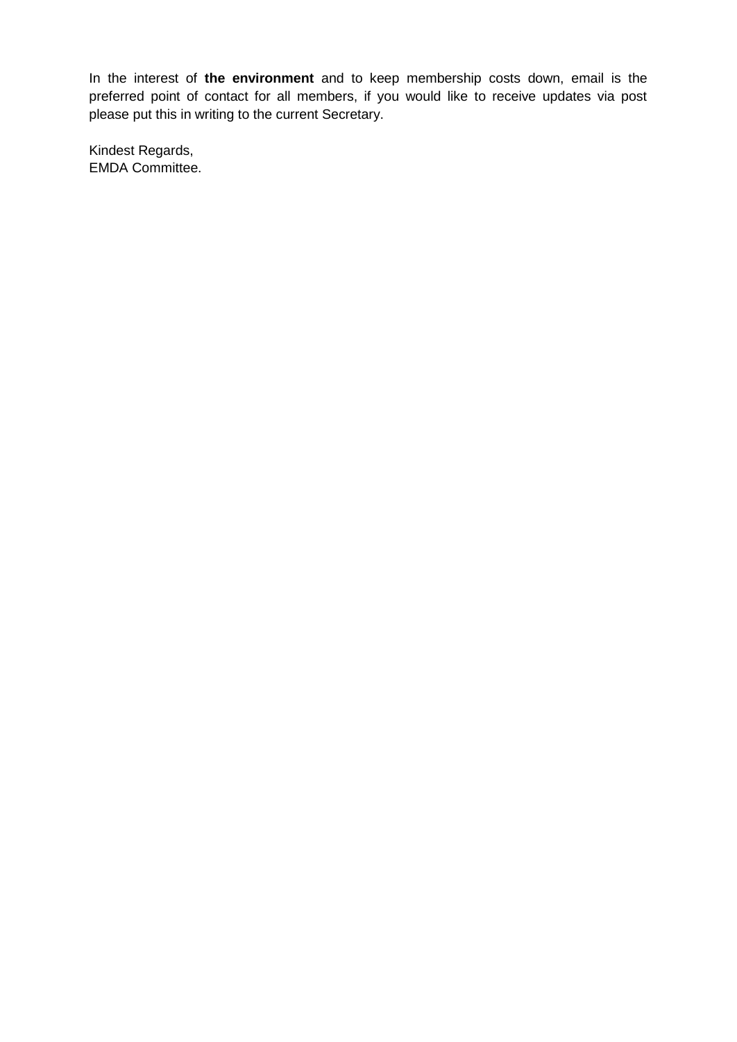In the interest of **the environment** and to keep membership costs down, email is the preferred point of contact for all members, if you would like to receive updates via post please put this in writing to the current Secretary.

Kindest Regards,
EMDA Committee.